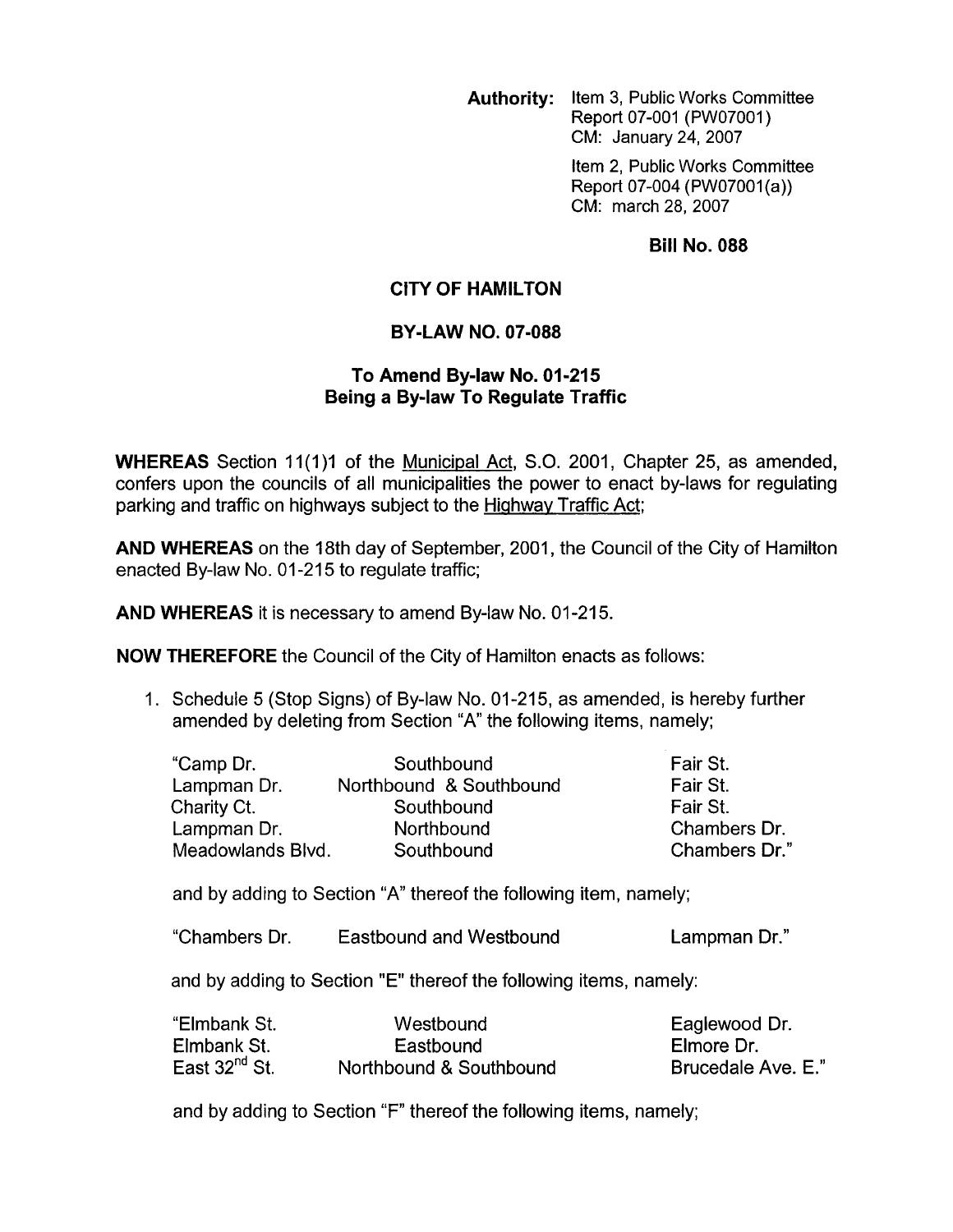**Authority:** Item 3, Public Works Committee Report 07-001 (PW07001) CM: January 24, 2007

Item 2, Public Works Committee Report 07-004 (PW07001(a)) CM: march 28, 2007

**Bill No. 088**

# CITY OF HAMILTON

## BY-LAW NO. 07-088

## To Amend By-law No. 01-215 Being a By-law To Regulate Traffic

**WHEREAS** Section 11(1)1 of the Municipal Act, S.O. 2001, Chapter 25, as amended, confers upon the councils of all municipalities the power to enact by-laws for regulating parking and traffic on highways subject to the Highway Traffic Act;

**AND WHEREAS** on the 18th day of September, 2001, the Council of the City of Hamilton enacted By-law No. 01-215 to regulate traffic;

**AND WHEREAS** it is necessary to amend By-law No. 01-215.

**NOW THEREFORE** the Council of the City of Hamilton enacts as follows:

1. Schedule 5 (Stop Signs) of By-law No. 01-215, as amended, is hereby further amended by deleting from Section "A" the following items, namely;

| | | |
|---|---|---|
| "Camp Dr. | Southbound | Fair St. |
| Lampman Dr. | Northbound & Southbound | Fair St. |
| Charity Ct. | Southbound | Fair St. |
| Lampman Dr. | Northbound | Chambers Dr. |
| Meadowlands Blvd. | Southbound | Chambers Dr." |

and by adding to Section "A" thereof the following item, namely;

| | | |
|---|---|---|
| "Chambers Dr. | Eastbound and Westbound | Lampman Dr." |

and by adding to Section "E" thereof the following items, namely:

| | | |
|---|---|---|
| "Elmbank St. | Westbound | Eaglewood Dr. |
| Elmbank St. | Eastbound | Elmore Dr. |
| East 32nd St. | Northbound & Southbound | Brucedale Ave. E." |

and by adding to Section "F" thereof the following items, namely;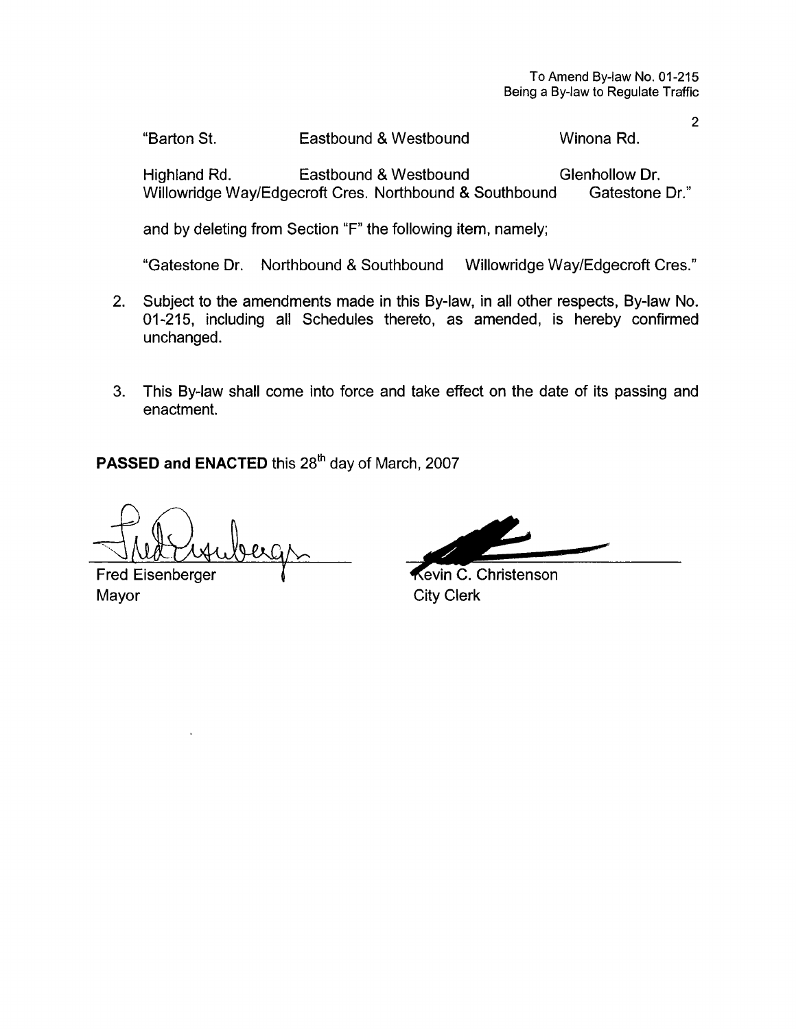| | | |
|---|---|---|
| "Barton St. | Eastbound & Westbound | Winona Rd. |
| Highland Rd. | Eastbound & Westbound | Glenhollow Dr. |
| Willowridge Way/Edgecroft Cres. | Northbound & Southbound | Gatestone Dr." |

and by deleting from Section "F" the following item, namely;

| | | |
|---|---|---|
| "Gatestone Dr. | Northbound & Southbound | Willowridge Way/Edgecroft Cres." |

2. Subject to the amendments made in this By-law, in all other respects, By-law No. 01-215, including all Schedules thereto, as amended, is hereby confirmed unchanged.

3. This By-law shall come into force and take effect on the date of its passing and enactment.

**PASSED and ENACTED** this 28th day of March, 2007

Fred Eisenberger
Mayor

Kevin C. Christenson
City Clerk